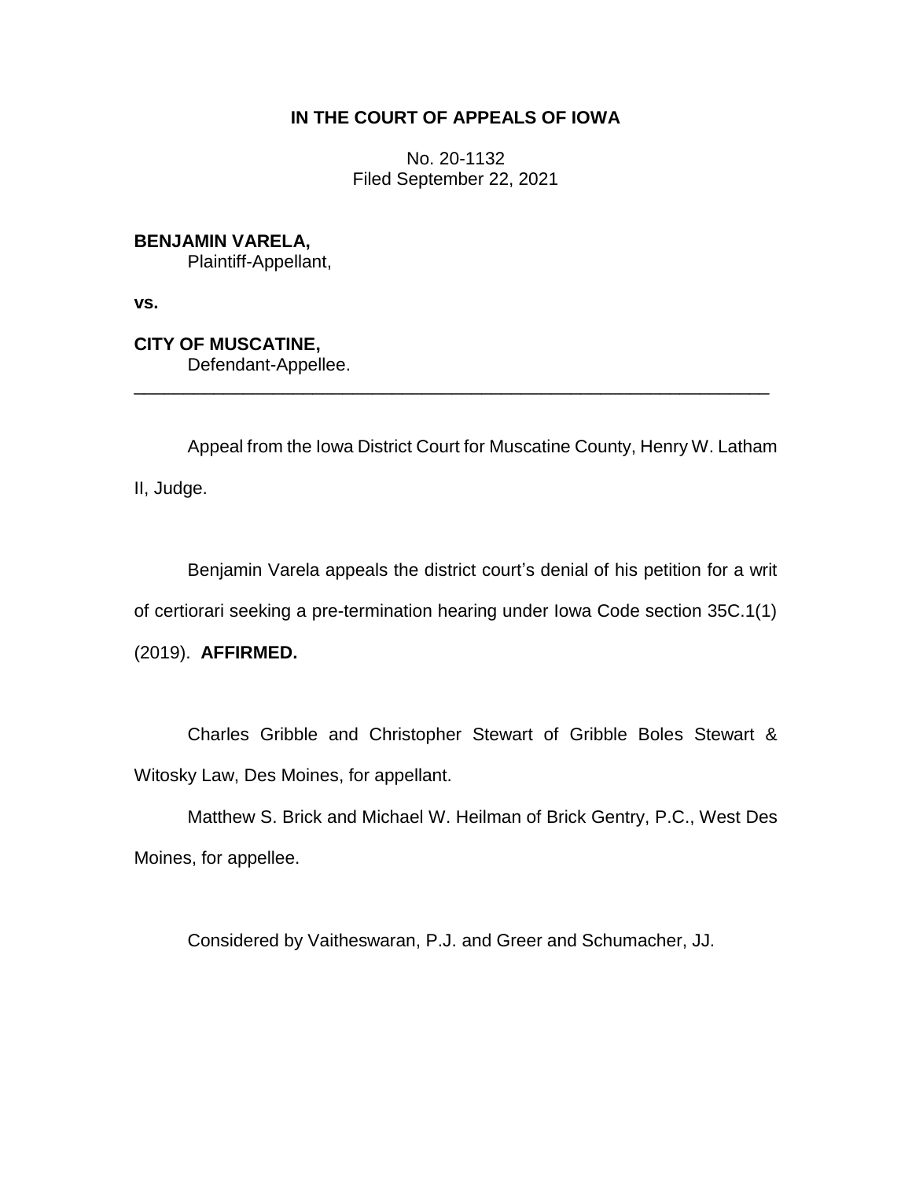# IN THE COURT OF APPEALS OF IOWA

No. 20-1132
Filed September 22, 2021

**BENJAMIN VARELA,**
Plaintiff-Appellant,

**vs.**

**CITY OF MUSCATINE,**
Defendant-Appellee.

---

Appeal from the Iowa District Court for Muscatine County, Henry W. Latham II, Judge.

Benjamin Varela appeals the district court's denial of his petition for a writ of certiorari seeking a pre-termination hearing under Iowa Code section 35C.1(1) (2019). **AFFIRMED.**

Charles Gribble and Christopher Stewart of Gribble Boles Stewart & Witosky Law, Des Moines, for appellant.

Matthew S. Brick and Michael W. Heilman of Brick Gentry, P.C., West Des Moines, for appellee.

Considered by Vaitheswaran, P.J. and Greer and Schumacher, JJ.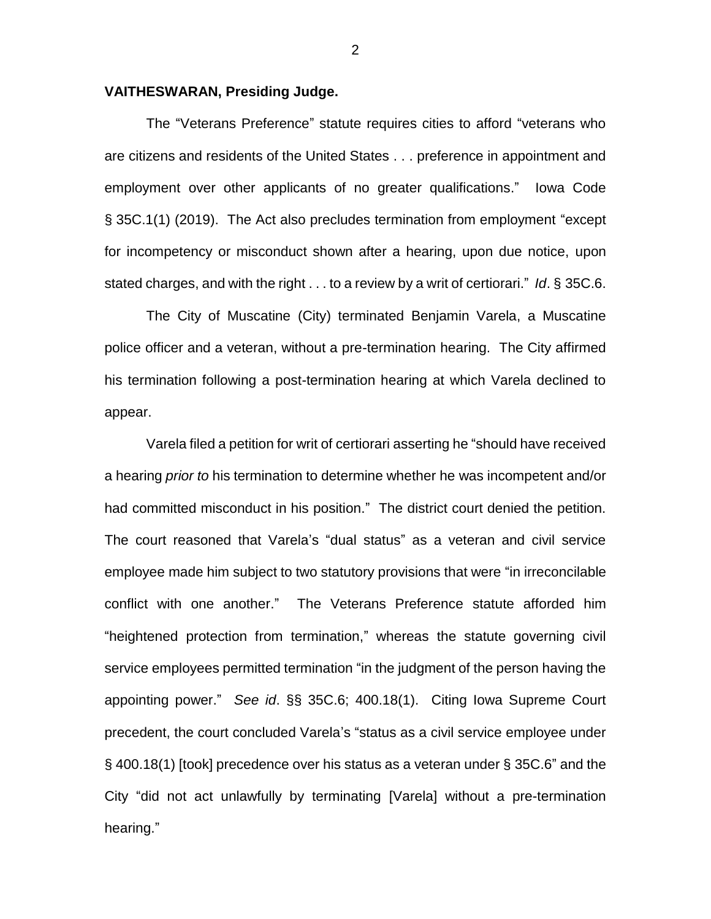**VAITHESWARAN, Presiding Judge.**

The "Veterans Preference" statute requires cities to afford "veterans who are citizens and residents of the United States . . . preference in appointment and employment over other applicants of no greater qualifications." Iowa Code § 35C.1(1) (2019). The Act also precludes termination from employment "except for incompetency or misconduct shown after a hearing, upon due notice, upon stated charges, and with the right . . . to a review by a writ of certiorari." *Id*. § 35C.6.

The City of Muscatine (City) terminated Benjamin Varela, a Muscatine police officer and a veteran, without a pre-termination hearing. The City affirmed his termination following a post-termination hearing at which Varela declined to appear.

Varela filed a petition for writ of certiorari asserting he "should have received a hearing *prior to* his termination to determine whether he was incompetent and/or had committed misconduct in his position." The district court denied the petition. The court reasoned that Varela's "dual status" as a veteran and civil service employee made him subject to two statutory provisions that were "in irreconcilable conflict with one another." The Veterans Preference statute afforded him "heightened protection from termination," whereas the statute governing civil service employees permitted termination "in the judgment of the person having the appointing power." *See id*. §§ 35C.6; 400.18(1). Citing Iowa Supreme Court precedent, the court concluded Varela's "status as a civil service employee under § 400.18(1) [took] precedence over his status as a veteran under § 35C.6" and the City "did not act unlawfully by terminating [Varela] without a pre-termination hearing."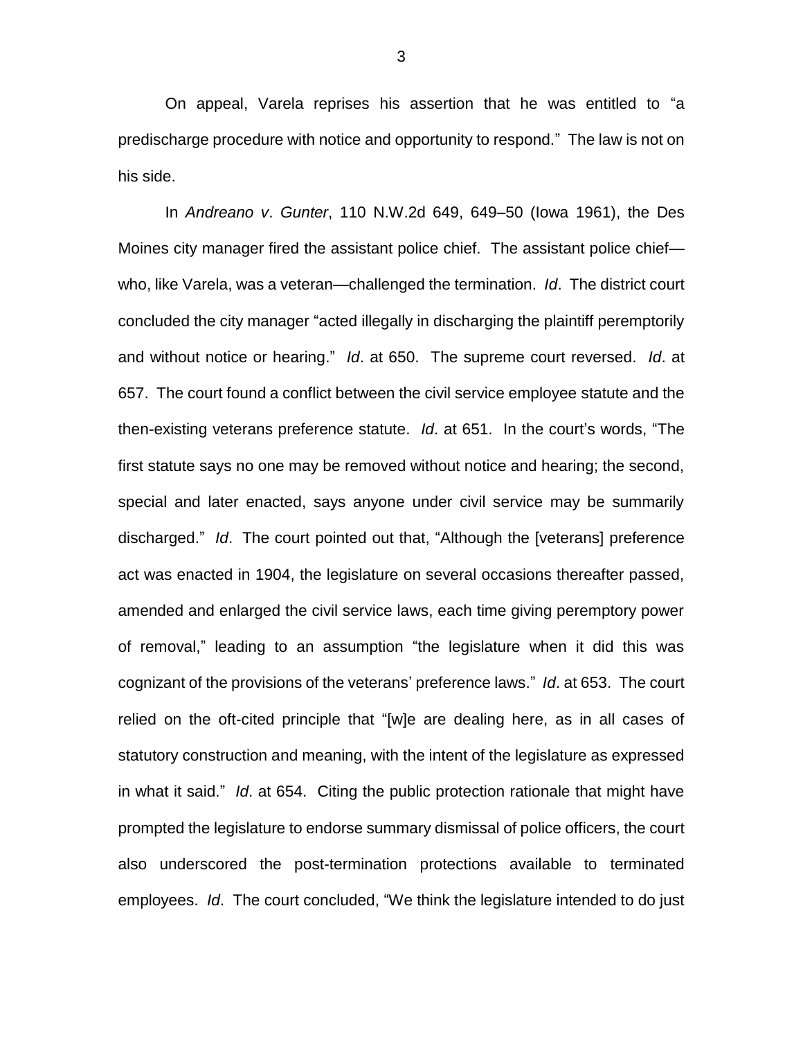On appeal, Varela reprises his assertion that he was entitled to "a predischarge procedure with notice and opportunity to respond." The law is not on his side.

In *Andreano v*. *Gunter*, 110 N.W.2d 649, 649–50 (Iowa 1961), the Des Moines city manager fired the assistant police chief. The assistant police chief—who, like Varela, was a veteran—challenged the termination. *Id*. The district court concluded the city manager "acted illegally in discharging the plaintiff peremptorily and without notice or hearing." *Id*. at 650. The supreme court reversed. *Id*. at 657. The court found a conflict between the civil service employee statute and the then-existing veterans preference statute. *Id*. at 651. In the court's words, "The first statute says no one may be removed without notice and hearing; the second, special and later enacted, says anyone under civil service may be summarily discharged." *Id*. The court pointed out that, "Although the [veterans] preference act was enacted in 1904, the legislature on several occasions thereafter passed, amended and enlarged the civil service laws, each time giving peremptory power of removal," leading to an assumption "the legislature when it did this was cognizant of the provisions of the veterans' preference laws." *Id*. at 653. The court relied on the oft-cited principle that "[w]e are dealing here, as in all cases of statutory construction and meaning, with the intent of the legislature as expressed in what it said." *Id*. at 654. Citing the public protection rationale that might have prompted the legislature to endorse summary dismissal of police officers, the court also underscored the post-termination protections available to terminated employees. *Id*. The court concluded, "We think the legislature intended to do just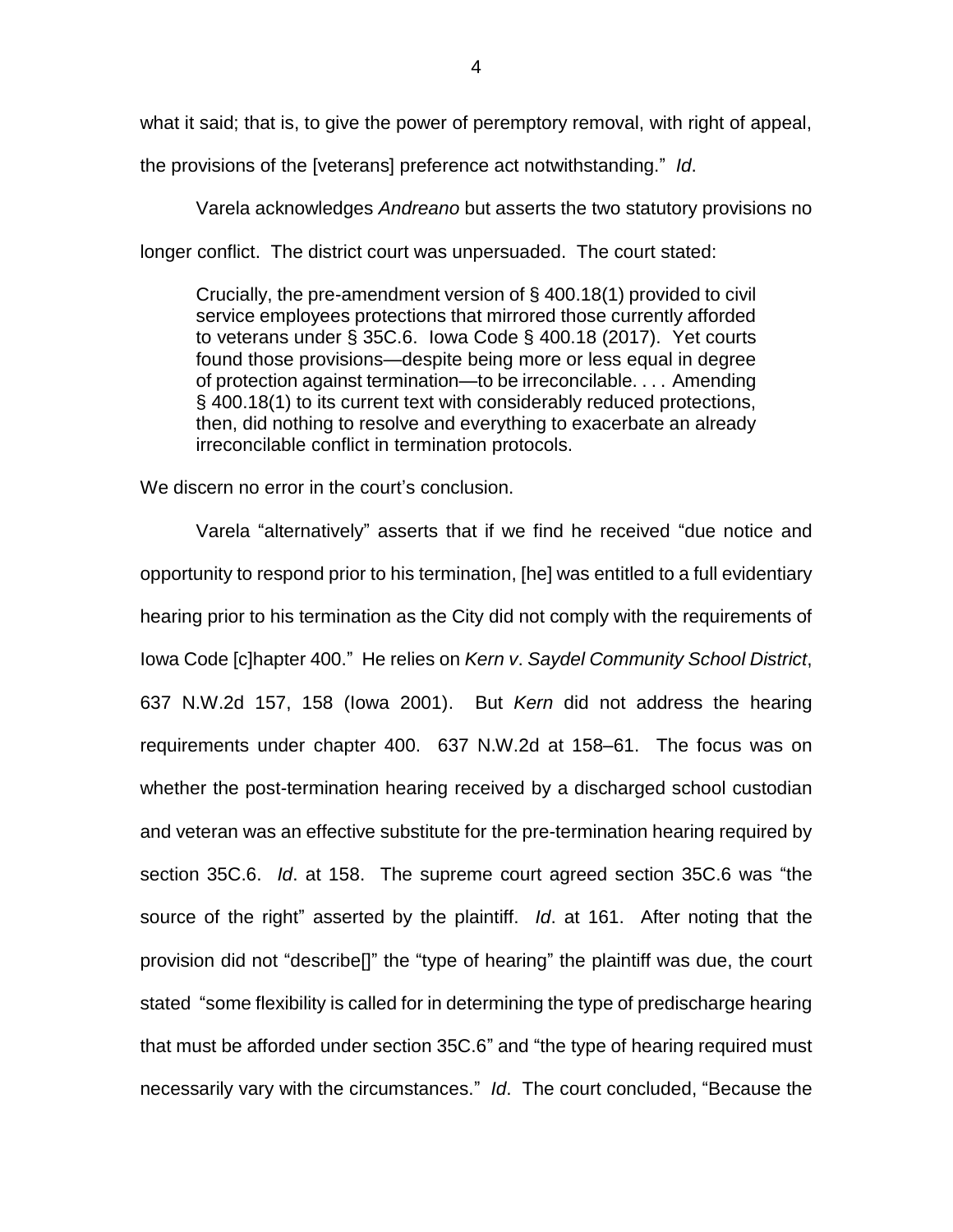what it said; that is, to give the power of peremptory removal, with right of appeal, the provisions of the [veterans] preference act notwithstanding." *Id*.

Varela acknowledges *Andreano* but asserts the two statutory provisions no longer conflict. The district court was unpersuaded. The court stated:

> Crucially, the pre-amendment version of § 400.18(1) provided to civil service employees protections that mirrored those currently afforded to veterans under § 35C.6. Iowa Code § 400.18 (2017). Yet courts found those provisions—despite being more or less equal in degree of protection against termination—to be irreconcilable. . . . Amending § 400.18(1) to its current text with considerably reduced protections, then, did nothing to resolve and everything to exacerbate an already irreconcilable conflict in termination protocols.

We discern no error in the court's conclusion.

Varela "alternatively" asserts that if we find he received "due notice and opportunity to respond prior to his termination, [he] was entitled to a full evidentiary hearing prior to his termination as the City did not comply with the requirements of Iowa Code [c]hapter 400." He relies on *Kern v. Saydel Community School District*, 637 N.W.2d 157, 158 (Iowa 2001). But *Kern* did not address the hearing requirements under chapter 400. 637 N.W.2d at 158–61. The focus was on whether the post-termination hearing received by a discharged school custodian and veteran was an effective substitute for the pre-termination hearing required by section 35C.6. *Id*. at 158. The supreme court agreed section 35C.6 was "the source of the right" asserted by the plaintiff. *Id*. at 161. After noting that the provision did not "describe[]" the "type of hearing" the plaintiff was due, the court stated "some flexibility is called for in determining the type of predischarge hearing that must be afforded under section 35C.6" and "the type of hearing required must necessarily vary with the circumstances." *Id*. The court concluded, "Because the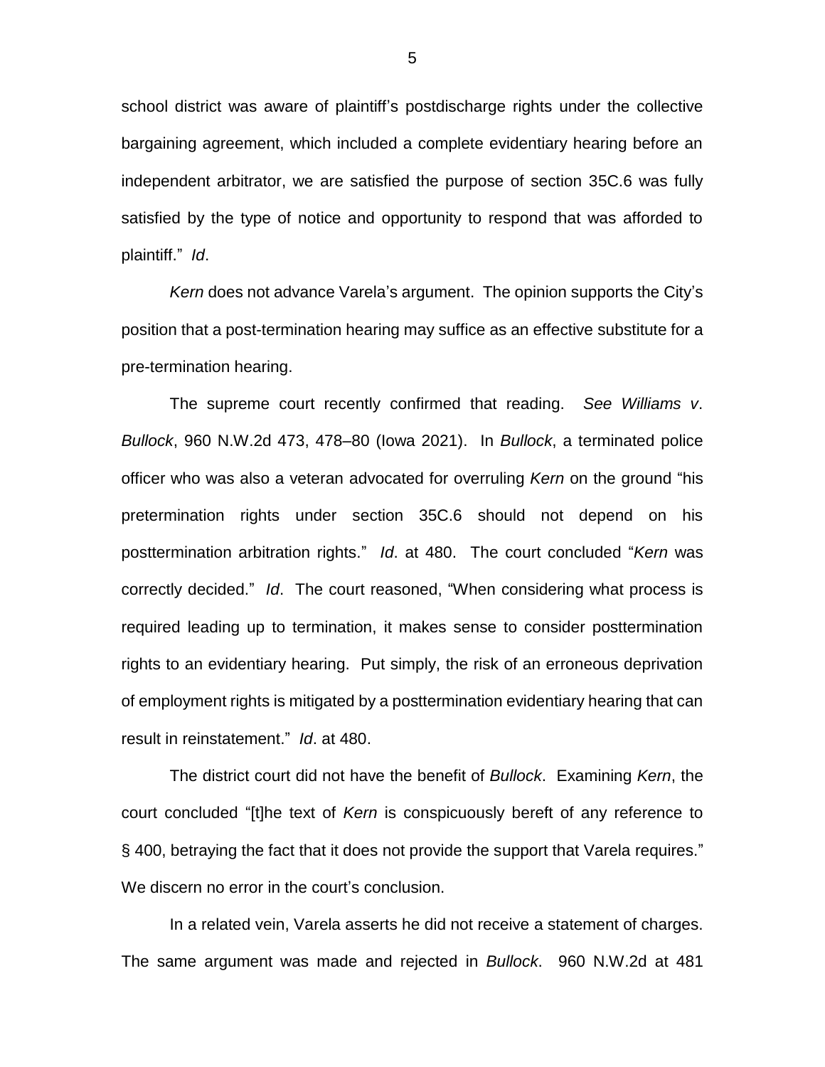school district was aware of plaintiff's postdischarge rights under the collective bargaining agreement, which included a complete evidentiary hearing before an independent arbitrator, we are satisfied the purpose of section 35C.6 was fully satisfied by the type of notice and opportunity to respond that was afforded to plaintiff." *Id*.

*Kern* does not advance Varela's argument. The opinion supports the City's position that a post-termination hearing may suffice as an effective substitute for a pre-termination hearing.

The supreme court recently confirmed that reading. *See Williams v. Bullock*, 960 N.W.2d 473, 478–80 (Iowa 2021). In *Bullock*, a terminated police officer who was also a veteran advocated for overruling *Kern* on the ground "his pretermination rights under section 35C.6 should not depend on his posttermination arbitration rights." *Id*. at 480. The court concluded "*Kern* was correctly decided." *Id*. The court reasoned, "When considering what process is required leading up to termination, it makes sense to consider posttermination rights to an evidentiary hearing. Put simply, the risk of an erroneous deprivation of employment rights is mitigated by a posttermination evidentiary hearing that can result in reinstatement." *Id*. at 480.

The district court did not have the benefit of *Bullock*. Examining *Kern*, the court concluded "[t]he text of *Kern* is conspicuously bereft of any reference to § 400, betraying the fact that it does not provide the support that Varela requires." We discern no error in the court's conclusion.

In a related vein, Varela asserts he did not receive a statement of charges. The same argument was made and rejected in *Bullock*. 960 N.W.2d at 481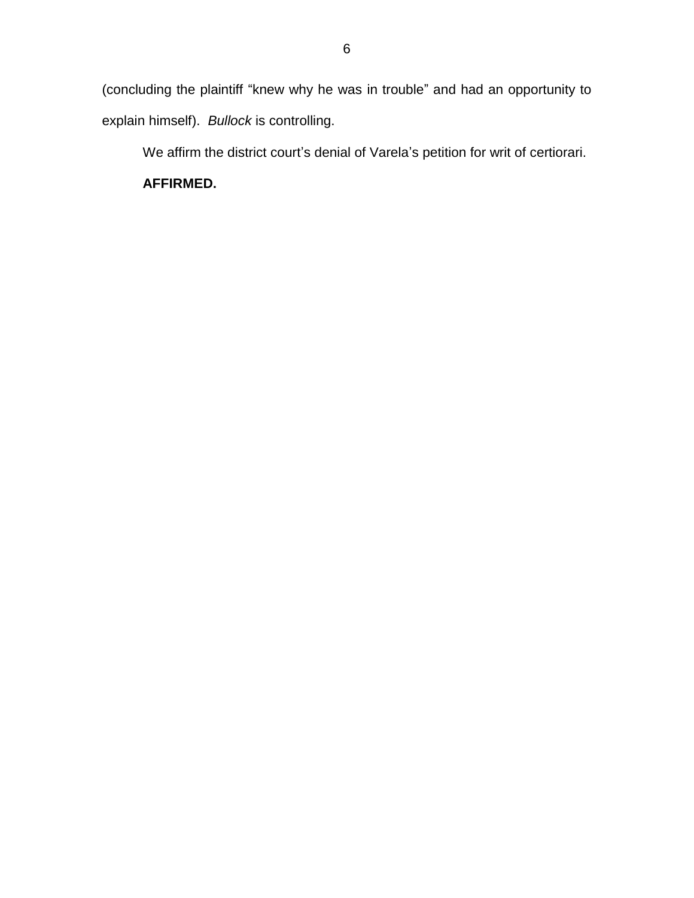(concluding the plaintiff "knew why he was in trouble" and had an opportunity to explain himself). *Bullock* is controlling.

We affirm the district court's denial of Varela's petition for writ of certiorari.

**AFFIRMED.**